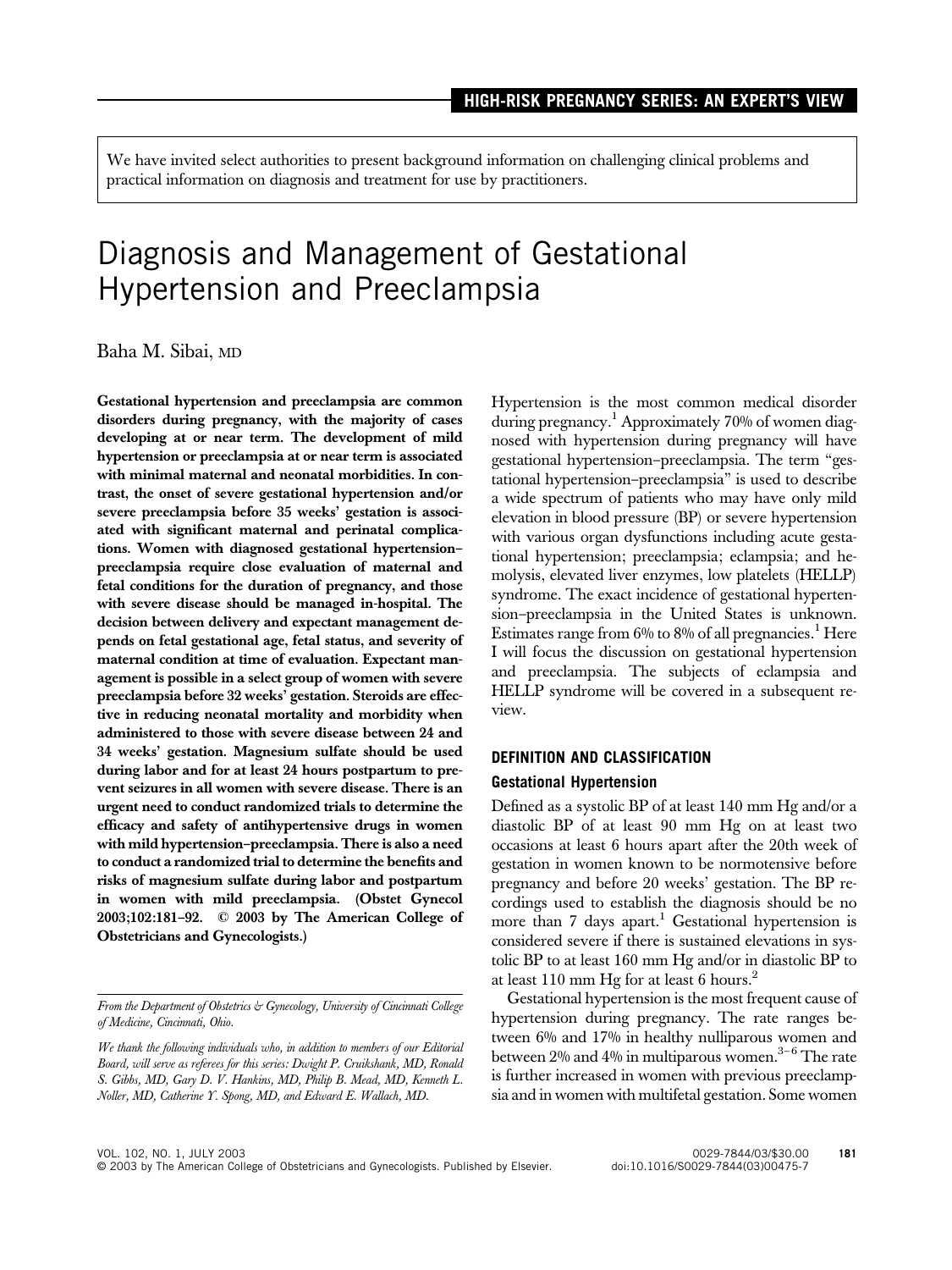HIGH-RISK PREGNANCY SERIES: AN EXPERT'S VIEW

We have invited select authorities to present background information on challenging clinical problems and practical information on diagnosis and treatment for use by practitioners.

# Diagnosis and Management of Gestational Hypertension and Preeclampsia

Baha M. Sibai, MD

**Gestational hypertension and preeclampsia are common disorders during pregnancy, with the majority of cases developing at or near term. The development of mild hypertension or preeclampsia at or near term is associated with minimal maternal and neonatal morbidities. In contrast, the onset of severe gestational hypertension and/or severe preeclampsia before 35 weeks' gestation is associated with significant maternal and perinatal complications. Women with diagnosed gestational hypertension–preeclampsia require close evaluation of maternal and fetal conditions for the duration of pregnancy, and those with severe disease should be managed in-hospital. The decision between delivery and expectant management depends on fetal gestational age, fetal status, and severity of maternal condition at time of evaluation. Expectant management is possible in a select group of women with severe preeclampsia before 32 weeks' gestation. Steroids are effective in reducing neonatal mortality and morbidity when administered to those with severe disease between 24 and 34 weeks' gestation. Magnesium sulfate should be used during labor and for at least 24 hours postpartum to prevent seizures in all women with severe disease. There is an urgent need to conduct randomized trials to determine the efficacy and safety of antihypertensive drugs in women with mild hypertension–preeclampsia. There is also a need to conduct a randomized trial to determine the benefits and risks of magnesium sulfate during labor and postpartum in women with mild preeclampsia. (Obstet Gynecol 2003;102:181–92. © 2003 by The American College of Obstetricians and Gynecologists.)**

*From the Department of Obstetrics & Gynecology, University of Cincinnati College of Medicine, Cincinnati, Ohio.*

*We thank the following individuals who, in addition to members of our Editorial Board, will serve as referees for this series: Dwight P. Cruikshank, MD, Ronald S. Gibbs, MD, Gary D. V. Hankins, MD, Philip B. Mead, MD, Kenneth L. Noller, MD, Catherine Y. Spong, MD, and Edward E. Wallach, MD.*

Hypertension is the most common medical disorder during pregnancy.[1] Approximately 70% of women diagnosed with hypertension during pregnancy will have gestational hypertension–preeclampsia. The term "gestational hypertension–preeclampsia" is used to describe a wide spectrum of patients who may have only mild elevation in blood pressure (BP) or severe hypertension with various organ dysfunctions including acute gestational hypertension; preeclampsia; eclampsia; and hemolysis, elevated liver enzymes, low platelets (HELLP) syndrome. The exact incidence of gestational hypertension–preeclampsia in the United States is unknown. Estimates range from 6% to 8% of all pregnancies.[1] Here I will focus the discussion on gestational hypertension and preeclampsia. The subjects of eclampsia and HELLP syndrome will be covered in a subsequent review.

## DEFINITION AND CLASSIFICATION

### Gestational Hypertension

Defined as a systolic BP of at least 140 mm Hg and/or a diastolic BP of at least 90 mm Hg on at least two occasions at least 6 hours apart after the 20th week of gestation in women known to be normotensive before pregnancy and before 20 weeks' gestation. The BP recordings used to establish the diagnosis should be no more than 7 days apart.[1] Gestational hypertension is considered severe if there is sustained elevations in systolic BP to at least 160 mm Hg and/or in diastolic BP to at least 110 mm Hg for at least 6 hours.[2]

Gestational hypertension is the most frequent cause of hypertension during pregnancy. The rate ranges between 6% and 17% in healthy nulliparous women and between 2% and 4% in multiparous women.[3–6] The rate is further increased in women with previous preeclampsia and in women with multifetal gestation. Some women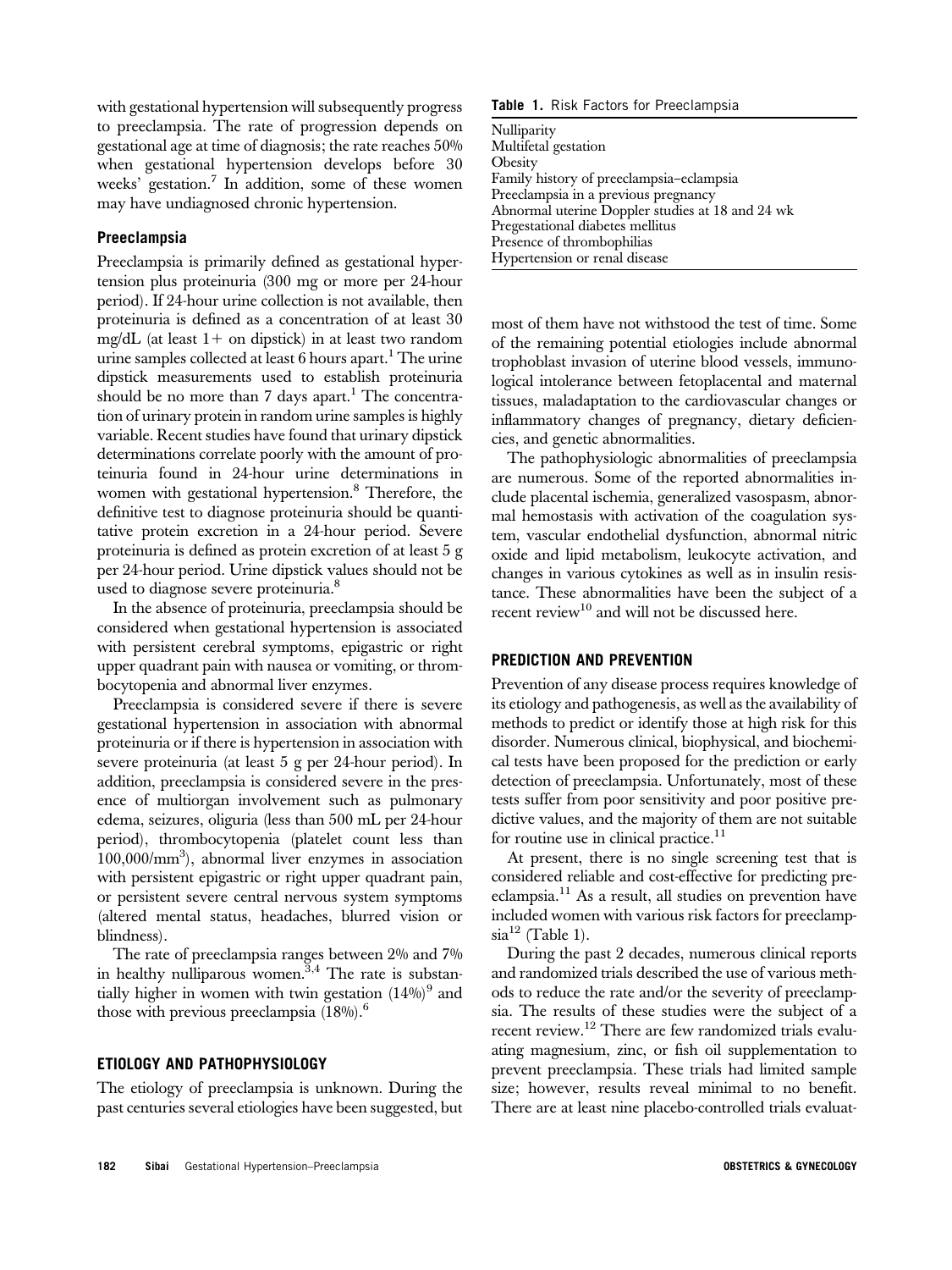with gestational hypertension will subsequently progress to preeclampsia. The rate of progression depends on gestational age at time of diagnosis; the rate reaches 50% when gestational hypertension develops before 30 weeks' gestation.[7] In addition, some of these women may have undiagnosed chronic hypertension.

### Preeclampsia

Preeclampsia is primarily defined as gestational hypertension plus proteinuria (300 mg or more per 24-hour period). If 24-hour urine collection is not available, then proteinuria is defined as a concentration of at least 30 mg/dL (at least 1+ on dipstick) in at least two random urine samples collected at least 6 hours apart.[1] The urine dipstick measurements used to establish proteinuria should be no more than 7 days apart.[1] The concentration of urinary protein in random urine samples is highly variable. Recent studies have found that urinary dipstick determinations correlate poorly with the amount of proteinuria found in 24-hour urine determinations in women with gestational hypertension.[8] Therefore, the definitive test to diagnose proteinuria should be quantitative protein excretion in a 24-hour period. Severe proteinuria is defined as protein excretion of at least 5 g per 24-hour period. Urine dipstick values should not be used to diagnose severe proteinuria.[8]

In the absence of proteinuria, preeclampsia should be considered when gestational hypertension is associated with persistent cerebral symptoms, epigastric or right upper quadrant pain with nausea or vomiting, or thrombocytopenia and abnormal liver enzymes.

Preeclampsia is considered severe if there is severe gestational hypertension in association with abnormal proteinuria or if there is hypertension in association with severe proteinuria (at least 5 g per 24-hour period). In addition, preeclampsia is considered severe in the presence of multiorgan involvement such as pulmonary edema, seizures, oliguria (less than 500 mL per 24-hour period), thrombocytopenia (platelet count less than $100{,}000/mm^3$), abnormal liver enzymes in association with persistent epigastric or right upper quadrant pain, or persistent severe central nervous system symptoms (altered mental status, headaches, blurred vision or blindness).

The rate of preeclampsia ranges between 2% and 7% in healthy nulliparous women.[3,4] The rate is substantially higher in women with twin gestation (14%)[9] and those with previous preeclampsia (18%).[6]

## ETIOLOGY AND PATHOPHYSIOLOGY

The etiology of preeclampsia is unknown. During the past centuries several etiologies have been suggested, but most of them have not withstood the test of time. Some of the remaining potential etiologies include abnormal trophoblast invasion of uterine blood vessels, immunological intolerance between fetoplacental and maternal tissues, maladaptation to the cardiovascular changes or inflammatory changes of pregnancy, dietary deficiencies, and genetic abnormalities.

The pathophysiologic abnormalities of preeclampsia are numerous. Some of the reported abnormalities include placental ischemia, generalized vasospasm, abnormal hemostasis with activation of the coagulation system, vascular endothelial dysfunction, abnormal nitric oxide and lipid metabolism, leukocyte activation, and changes in various cytokines as well as in insulin resistance. These abnormalities have been the subject of a recent review[10] and will not be discussed here.

**Table 1.** Risk Factors for Preeclampsia

| Risk Factors |
|---|
| Nulliparity |
| Multifetal gestation |
| Obesity |
| Family history of preeclampsia–eclampsia |
| Preeclampsia in a previous pregnancy |
| Abnormal uterine Doppler studies at 18 and 24 wk |
| Pregestational diabetes mellitus |
| Presence of thrombophilias |
| Hypertension or renal disease |

## PREDICTION AND PREVENTION

Prevention of any disease process requires knowledge of its etiology and pathogenesis, as well as the availability of methods to predict or identify those at high risk for this disorder. Numerous clinical, biophysical, and biochemical tests have been proposed for the prediction or early detection of preeclampsia. Unfortunately, most of these tests suffer from poor sensitivity and poor positive predictive values, and the majority of them are not suitable for routine use in clinical practice.[11]

At present, there is no single screening test that is considered reliable and cost-effective for predicting preeclampsia.[11] As a result, all studies on prevention have included women with various risk factors for preeclampsia[12] (Table 1).

During the past 2 decades, numerous clinical reports and randomized trials described the use of various methods to reduce the rate and/or the severity of preeclampsia. The results of these studies were the subject of a recent review.[12] There are few randomized trials evaluating magnesium, zinc, or fish oil supplementation to prevent preeclampsia. These trials had limited sample size; however, results reveal minimal to no benefit. There are at least nine placebo-controlled trials evaluat-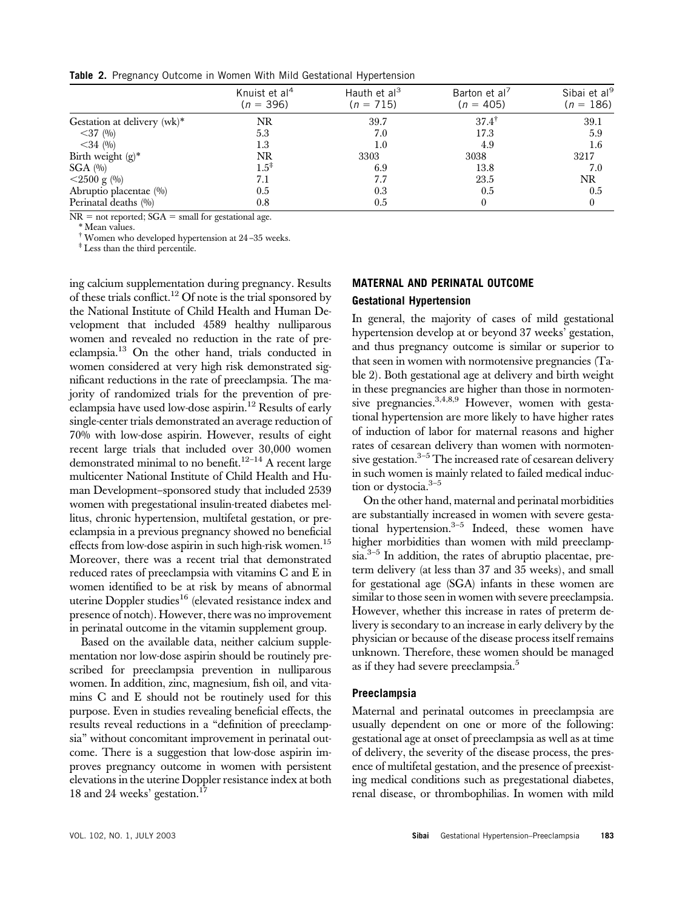**Table 2.** Pregnancy Outcome in Women With Mild Gestational Hypertension

| | Knuist et al[4] ($n = 396$) | Hauth et al[3] ($n = 715$) | Barton et al[7] ($n = 405$) | Sibai et al[9] ($n = 186$) |
|---|---|---|---|---|
| Gestation at delivery (wk)* | NR | 39.7 | 37.4[†] | 39.1 |
| <37 (%) | 5.3 | 7.0 | 17.3 | 5.9 |
| <34 (%) | 1.3 | 1.0 | 4.9 | 1.6 |
| Birth weight (g)* | NR | 3303 | 3038 | 3217 |
| SGA (%) | 1.5[‡] | 6.9 | 13.8 | 7.0 |
| <2500 g (%) | 7.1 | 7.7 | 23.5 | NR |
| Abruptio placentae (%) | 0.5 | 0.3 | 0.5 | 0.5 |
| Perinatal deaths (%) | 0.8 | 0.5 | 0 | 0 |

NR = not reported; SGA = small for gestational age.

\* Mean values.

† Women who developed hypertension at 24–35 weeks.

‡ Less than the third percentile.

ing calcium supplementation during pregnancy. Results of these trials conflict.[12] Of note is the trial sponsored by the National Institute of Child Health and Human Development that included 4589 healthy nulliparous women and revealed no reduction in the rate of preeclampsia.[13] On the other hand, trials conducted in women considered at very high risk demonstrated significant reductions in the rate of preeclampsia. The majority of randomized trials for the prevention of preeclampsia have used low-dose aspirin.[12] Results of early single-center trials demonstrated an average reduction of 70% with low-dose aspirin. However, results of eight recent large trials that included over 30,000 women demonstrated minimal to no benefit.[12–14] A recent large multicenter National Institute of Child Health and Human Development–sponsored study that included 2539 women with pregestational insulin-treated diabetes mellitus, chronic hypertension, multifetal gestation, or preeclampsia in a previous pregnancy showed no beneficial effects from low-dose aspirin in such high-risk women.[15] Moreover, there was a recent trial that demonstrated reduced rates of preeclampsia with vitamins C and E in women identified to be at risk by means of abnormal uterine Doppler studies[16] (elevated resistance index and presence of notch). However, there was no improvement in perinatal outcome in the vitamin supplement group.

Based on the available data, neither calcium supplementation nor low-dose aspirin should be routinely prescribed for preeclampsia prevention in nulliparous women. In addition, zinc, magnesium, fish oil, and vitamins C and E should not be routinely used for this purpose. Even in studies revealing beneficial effects, the results reveal reductions in a "definition of preeclampsia" without concomitant improvement in perinatal outcome. There is a suggestion that low-dose aspirin improves pregnancy outcome in women with persistent elevations in the uterine Doppler resistance index at both 18 and 24 weeks' gestation.[17]

## MATERNAL AND PERINATAL OUTCOME

### Gestational Hypertension

In general, the majority of cases of mild gestational hypertension develop at or beyond 37 weeks' gestation, and thus pregnancy outcome is similar or superior to that seen in women with normotensive pregnancies (Table 2). Both gestational age at delivery and birth weight in these pregnancies are higher than those in normotensive pregnancies.[3,4,8,9] However, women with gestational hypertension are more likely to have higher rates of induction of labor for maternal reasons and higher rates of cesarean delivery than women with normotensive gestation.[3–5] The increased rate of cesarean delivery in such women is mainly related to failed medical induction or dystocia.[3–5]

On the other hand, maternal and perinatal morbidities are substantially increased in women with severe gestational hypertension.[3–5] Indeed, these women have higher morbidities than women with mild preeclampsia.[3–5] In addition, the rates of abruptio placentae, preterm delivery (at less than 37 and 35 weeks), and small for gestational age (SGA) infants in these women are similar to those seen in women with severe preeclampsia. However, whether this increase in rates of preterm delivery is secondary to an increase in early delivery by the physician or because of the disease process itself remains unknown. Therefore, these women should be managed as if they had severe preeclampsia.[5]

### Preeclampsia

Maternal and perinatal outcomes in preeclampsia are usually dependent on one or more of the following: gestational age at onset of preeclampsia as well as at time of delivery, the severity of the disease process, the presence of multifetal gestation, and the presence of preexisting medical conditions such as pregestational diabetes, renal disease, or thrombophilias. In women with mild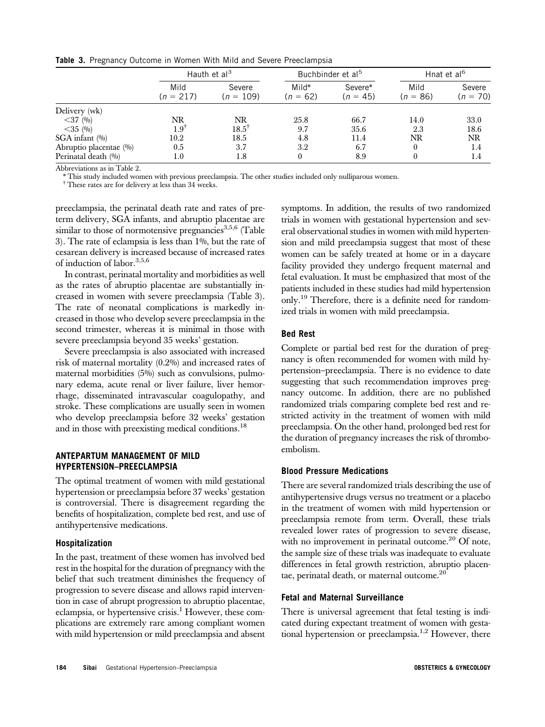**Table 3.** Pregnancy Outcome in Women With Mild and Severe Preeclampsia

| | Hauth et al[3] | | Buchbinder et al[5] | | Hnat et al[6] | |
|---|---|---|---|---|---|---|
| | Mild ($n$ = 217) | Severe ($n$ = 109) | Mild* ($n$ = 62) | Severe* ($n$ = 45) | Mild ($n$ = 86) | Severe ($n$ = 70) |
| Delivery (wk) | | | | | | |
| <37 (%) | NR | NR | 25.8 | 66.7 | 14.0 | 33.0 |
| <35 (%) | 1.9[†] | 18.5[†] | 9.7 | 35.6 | 2.3 | 18.6 |
| SGA infant (%) | 10.2 | 18.5 | 4.8 | 11.4 | NR | NR |
| Abruptio placentae (%) | 0.5 | 3.7 | 3.2 | 6.7 | 0 | 1.4 |
| Perinatal death (%) | 1.0 | 1.8 | 0 | 8.9 | 0 | 1.4 |

Abbreviations as in Table 2.

\* This study included women with previous preeclampsia. The other studies included only nulliparous women.

† These rates are for delivery at less than 34 weeks.

preeclampsia, the perinatal death rate and rates of preterm delivery, SGA infants, and abruptio placentae are similar to those of normotensive pregnancies[3,5,6] (Table 3). The rate of eclampsia is less than 1%, but the rate of cesarean delivery is increased because of increased rates of induction of labor.[3,5,6]

In contrast, perinatal mortality and morbidities as well as the rates of abruptio placentae are substantially increased in women with severe preeclampsia (Table 3). The rate of neonatal complications is markedly increased in those who develop severe preeclampsia in the second trimester, whereas it is minimal in those with severe preeclampsia beyond 35 weeks' gestation.

Severe preeclampsia is also associated with increased risk of maternal mortality (0.2%) and increased rates of maternal morbidities (5%) such as convulsions, pulmonary edema, acute renal or liver failure, liver hemorrhage, disseminated intravascular coagulopathy, and stroke. These complications are usually seen in women who develop preeclampsia before 32 weeks' gestation and in those with preexisting medical conditions.[18]

## ANTEPARTUM MANAGEMENT OF MILD HYPERTENSION–PREECLAMPSIA

The optimal treatment of women with mild gestational hypertension or preeclampsia before 37 weeks' gestation is controversial. There is disagreement regarding the benefits of hospitalization, complete bed rest, and use of antihypertensive medications.

### Hospitalization

In the past, treatment of these women has involved bed rest in the hospital for the duration of pregnancy with the belief that such treatment diminishes the frequency of progression to severe disease and allows rapid intervention in case of abrupt progression to abruptio placentae, eclampsia, or hypertensive crisis.[1] However, these complications are extremely rare among compliant women with mild hypertension or mild preeclampsia and absent symptoms. In addition, the results of two randomized trials in women with gestational hypertension and several observational studies in women with mild hypertension and mild preeclampsia suggest that most of these women can be safely treated at home or in a daycare facility provided they undergo frequent maternal and fetal evaluation. It must be emphasized that most of the patients included in these studies had mild hypertension only.[19] Therefore, there is a definite need for randomized trials in women with mild preeclampsia.

### Bed Rest

Complete or partial bed rest for the duration of pregnancy is often recommended for women with mild hypertension–preeclampsia. There is no evidence to date suggesting that such recommendation improves pregnancy outcome. In addition, there are no published randomized trials comparing complete bed rest and restricted activity in the treatment of women with mild preeclampsia. On the other hand, prolonged bed rest for the duration of pregnancy increases the risk of thromboembolism.

### Blood Pressure Medications

There are several randomized trials describing the use of antihypertensive drugs versus no treatment or a placebo in the treatment of women with mild hypertension or preeclampsia remote from term. Overall, these trials revealed lower rates of progression to severe disease, with no improvement in perinatal outcome.[20] Of note, the sample size of these trials was inadequate to evaluate differences in fetal growth restriction, abruptio placentae, perinatal death, or maternal outcome.[20]

### Fetal and Maternal Surveillance

There is universal agreement that fetal testing is indicated during expectant treatment of women with gestational hypertension or preeclampsia.[1,2] However, there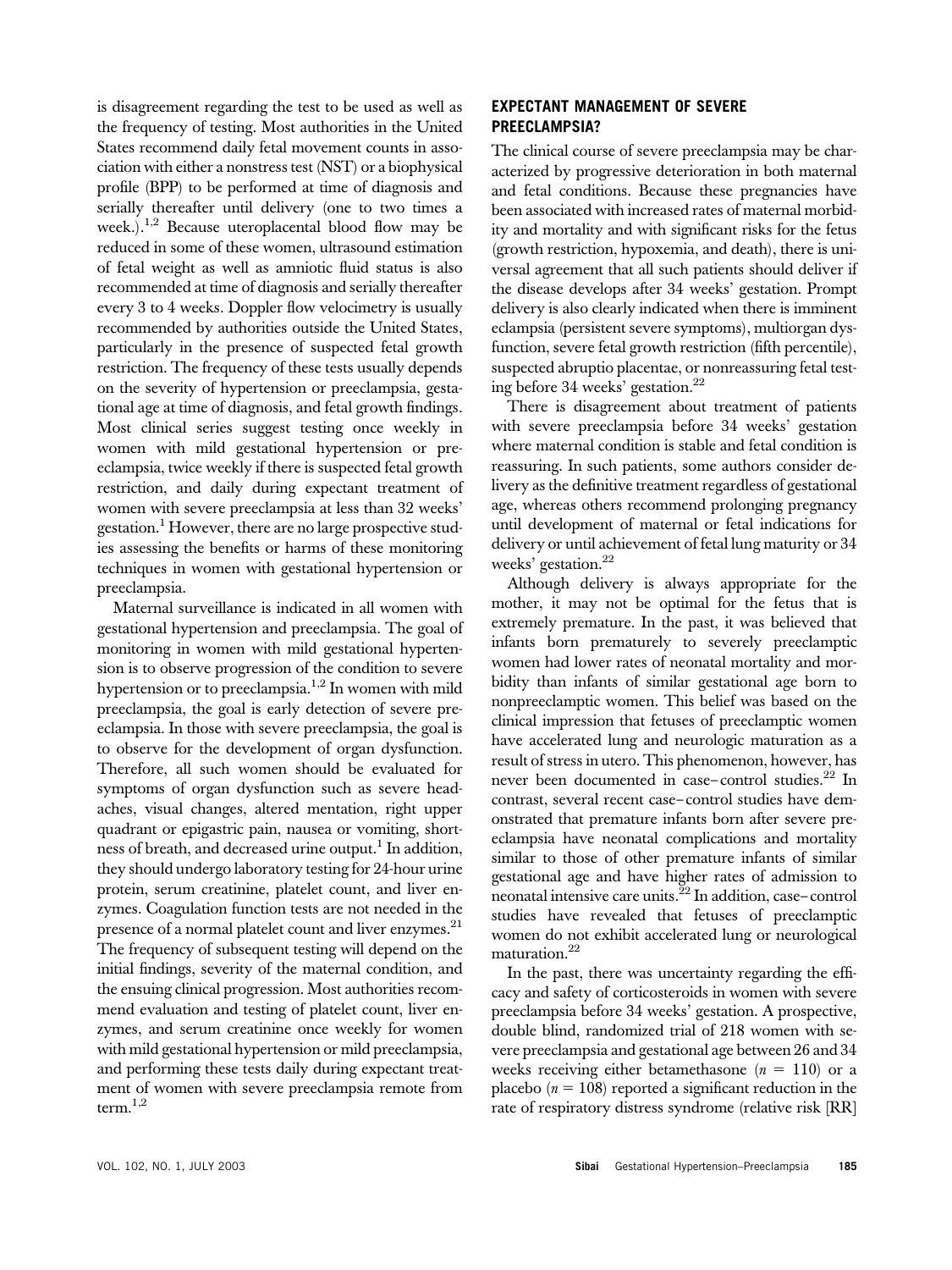is disagreement regarding the test to be used as well as the frequency of testing. Most authorities in the United States recommend daily fetal movement counts in association with either a nonstress test (NST) or a biophysical profile (BPP) to be performed at time of diagnosis and serially thereafter until delivery (one to two times a week.).[1,2] Because uteroplacental blood flow may be reduced in some of these women, ultrasound estimation of fetal weight as well as amniotic fluid status is also recommended at time of diagnosis and serially thereafter every 3 to 4 weeks. Doppler flow velocimetry is usually recommended by authorities outside the United States, particularly in the presence of suspected fetal growth restriction. The frequency of these tests usually depends on the severity of hypertension or preeclampsia, gestational age at time of diagnosis, and fetal growth findings. Most clinical series suggest testing once weekly in women with mild gestational hypertension or preeclampsia, twice weekly if there is suspected fetal growth restriction, and daily during expectant treatment of women with severe preeclampsia at less than 32 weeks' gestation.[1] However, there are no large prospective studies assessing the benefits or harms of these monitoring techniques in women with gestational hypertension or preeclampsia.

Maternal surveillance is indicated in all women with gestational hypertension and preeclampsia. The goal of monitoring in women with mild gestational hypertension is to observe progression of the condition to severe hypertension or to preeclampsia.[1,2] In women with mild preeclampsia, the goal is early detection of severe preeclampsia. In those with severe preeclampsia, the goal is to observe for the development of organ dysfunction. Therefore, all such women should be evaluated for symptoms of organ dysfunction such as severe headaches, visual changes, altered mentation, right upper quadrant or epigastric pain, nausea or vomiting, shortness of breath, and decreased urine output.[1] In addition, they should undergo laboratory testing for 24-hour urine protein, serum creatinine, platelet count, and liver enzymes. Coagulation function tests are not needed in the presence of a normal platelet count and liver enzymes.[21] The frequency of subsequent testing will depend on the initial findings, severity of the maternal condition, and the ensuing clinical progression. Most authorities recommend evaluation and testing of platelet count, liver enzymes, and serum creatinine once weekly for women with mild gestational hypertension or mild preeclampsia, and performing these tests daily during expectant treatment of women with severe preeclampsia remote from term.[1,2]

## EXPECTANT MANAGEMENT OF SEVERE PREECLAMPSIA?

The clinical course of severe preeclampsia may be characterized by progressive deterioration in both maternal and fetal conditions. Because these pregnancies have been associated with increased rates of maternal morbidity and mortality and with significant risks for the fetus (growth restriction, hypoxemia, and death), there is universal agreement that all such patients should deliver if the disease develops after 34 weeks' gestation. Prompt delivery is also clearly indicated when there is imminent eclampsia (persistent severe symptoms), multiorgan dysfunction, severe fetal growth restriction (fifth percentile), suspected abruptio placentae, or nonreassuring fetal testing before 34 weeks' gestation.[22]

There is disagreement about treatment of patients with severe preeclampsia before 34 weeks' gestation where maternal condition is stable and fetal condition is reassuring. In such patients, some authors consider delivery as the definitive treatment regardless of gestational age, whereas others recommend prolonging pregnancy until development of maternal or fetal indications for delivery or until achievement of fetal lung maturity or 34 weeks' gestation.[22]

Although delivery is always appropriate for the mother, it may not be optimal for the fetus that is extremely premature. In the past, it was believed that infants born prematurely to severely preeclamptic women had lower rates of neonatal mortality and morbidity than infants of similar gestational age born to nonpreeclamptic women. This belief was based on the clinical impression that fetuses of preeclamptic women have accelerated lung and neurologic maturation as a result of stress in utero. This phenomenon, however, has never been documented in case–control studies.[22] In contrast, several recent case–control studies have demonstrated that premature infants born after severe preeclampsia have neonatal complications and mortality similar to those of other premature infants of similar gestational age and have higher rates of admission to neonatal intensive care units.[22] In addition, case–control studies have revealed that fetuses of preeclamptic women do not exhibit accelerated lung or neurological maturation.[22]

In the past, there was uncertainty regarding the efficacy and safety of corticosteroids in women with severe preeclampsia before 34 weeks' gestation. A prospective, double blind, randomized trial of 218 women with severe preeclampsia and gestational age between 26 and 34 weeks receiving either betamethasone ($n = 110$) or a placebo ($n = 108$) reported a significant reduction in the rate of respiratory distress syndrome (relative risk [RR]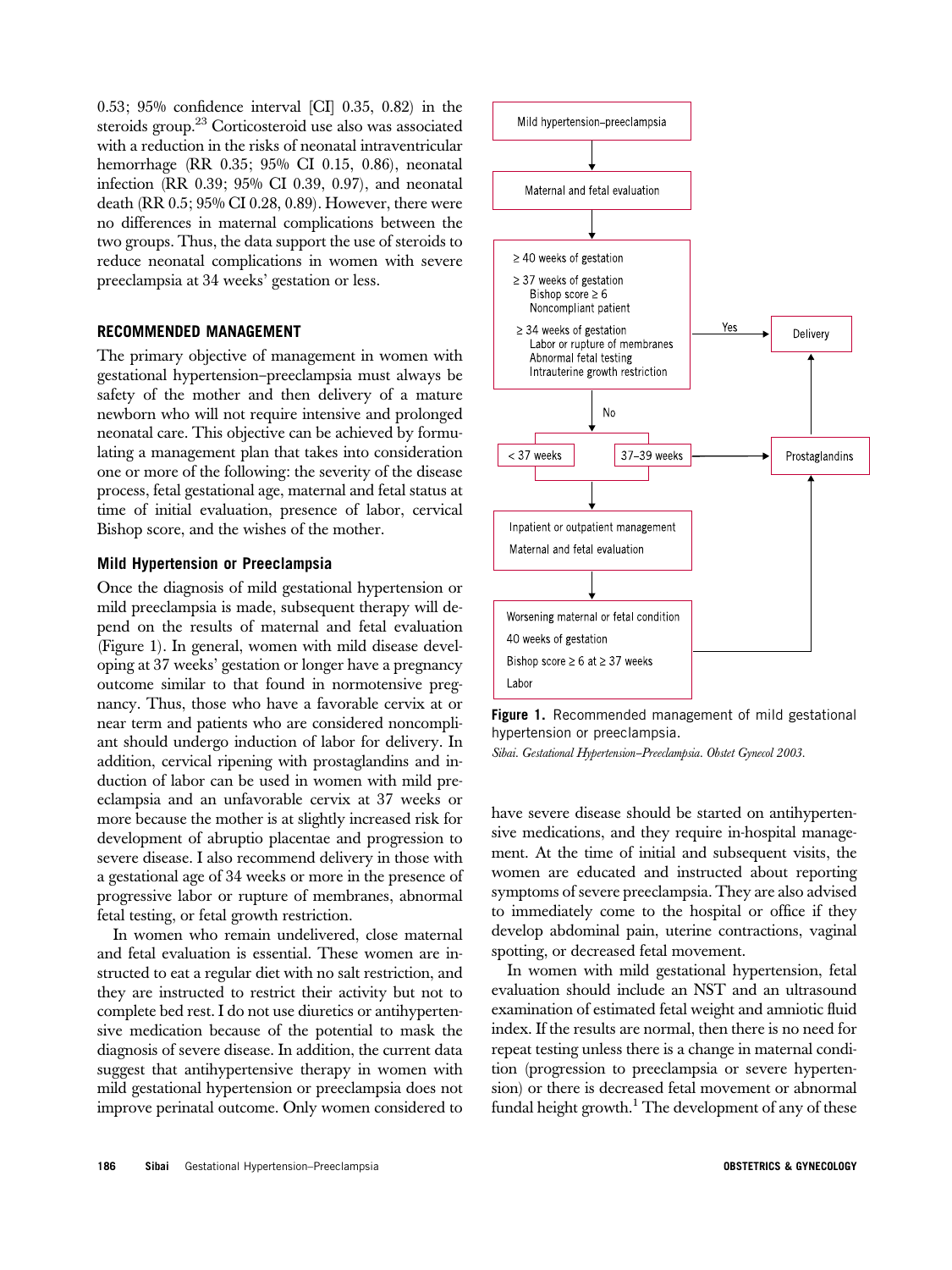0.53; 95% confidence interval [CI] 0.35, 0.82) in the steroids group.[23] Corticosteroid use also was associated with a reduction in the risks of neonatal intraventricular hemorrhage (RR 0.35; 95% CI 0.15, 0.86), neonatal infection (RR 0.39; 95% CI 0.39, 0.97), and neonatal death (RR 0.5; 95% CI 0.28, 0.89). However, there were no differences in maternal complications between the two groups. Thus, the data support the use of steroids to reduce neonatal complications in women with severe preeclampsia at 34 weeks' gestation or less.

## RECOMMENDED MANAGEMENT

The primary objective of management in women with gestational hypertension–preeclampsia must always be safety of the mother and then delivery of a mature newborn who will not require intensive and prolonged neonatal care. This objective can be achieved by formulating a management plan that takes into consideration one or more of the following: the severity of the disease process, fetal gestational age, maternal and fetal status at time of initial evaluation, presence of labor, cervical Bishop score, and the wishes of the mother.

### Mild Hypertension or Preeclampsia

Once the diagnosis of mild gestational hypertension or mild preeclampsia is made, subsequent therapy will depend on the results of maternal and fetal evaluation (Figure 1). In general, women with mild disease developing at 37 weeks' gestation or longer have a pregnancy outcome similar to that found in normotensive pregnancy. Thus, those who have a favorable cervix at or near term and patients who are considered noncompliant should undergo induction of labor for delivery. In addition, cervical ripening with prostaglandins and induction of labor can be used in women with mild preeclampsia and an unfavorable cervix at 37 weeks or more because the mother is at slightly increased risk for development of abruptio placentae and progression to severe disease. I also recommend delivery in those with a gestational age of 34 weeks or more in the presence of progressive labor or rupture of membranes, abnormal fetal testing, or fetal growth restriction.

In women who remain undelivered, close maternal and fetal evaluation is essential. These women are instructed to eat a regular diet with no salt restriction, and they are instructed to restrict their activity but not to complete bed rest. I do not use diuretics or antihypertensive medication because of the potential to mask the diagnosis of severe disease. In addition, the current data suggest that antihypertensive therapy in women with mild gestational hypertension or preeclampsia does not improve perinatal outcome. Only women considered to have severe disease should be started on antihypertensive medications, and they require in-hospital management. At the time of initial and subsequent visits, the women are educated and instructed about reporting symptoms of severe preeclampsia. They are also advised to immediately come to the hospital or office if they develop abdominal pain, uterine contractions, vaginal spotting, or decreased fetal movement.

In women with mild gestational hypertension, fetal evaluation should include an NST and an ultrasound examination of estimated fetal weight and amniotic fluid index. If the results are normal, then there is no need for repeat testing unless there is a change in maternal condition (progression to preeclampsia or severe hypertension) or there is decreased fetal movement or abnormal fundal height growth.[1] The development of any of these

Mild hypertension–preeclampsia

Maternal and fetal evaluation

≥ 40 weeks of gestation
≥ 37 weeks of gestation
Bishop score ≥ 6
Noncompliant patient
≥ 34 weeks of gestation
Labor or rupture of membranes
Abnormal fetal testing
Intrauterine growth restriction

Yes

Delivery

No

< 37 weeks

37–39 weeks

Prostaglandins

Inpatient or outpatient management
Maternal and fetal evaluation

Worsening maternal or fetal condition
40 weeks of gestation
Bishop score ≥ 6 at ≥ 37 weeks
Labor

**Figure 1.** Recommended management of mild gestational hypertension or preeclampsia.
*Sibai. Gestational Hypertension–Preeclampsia. Obstet Gynecol 2003.*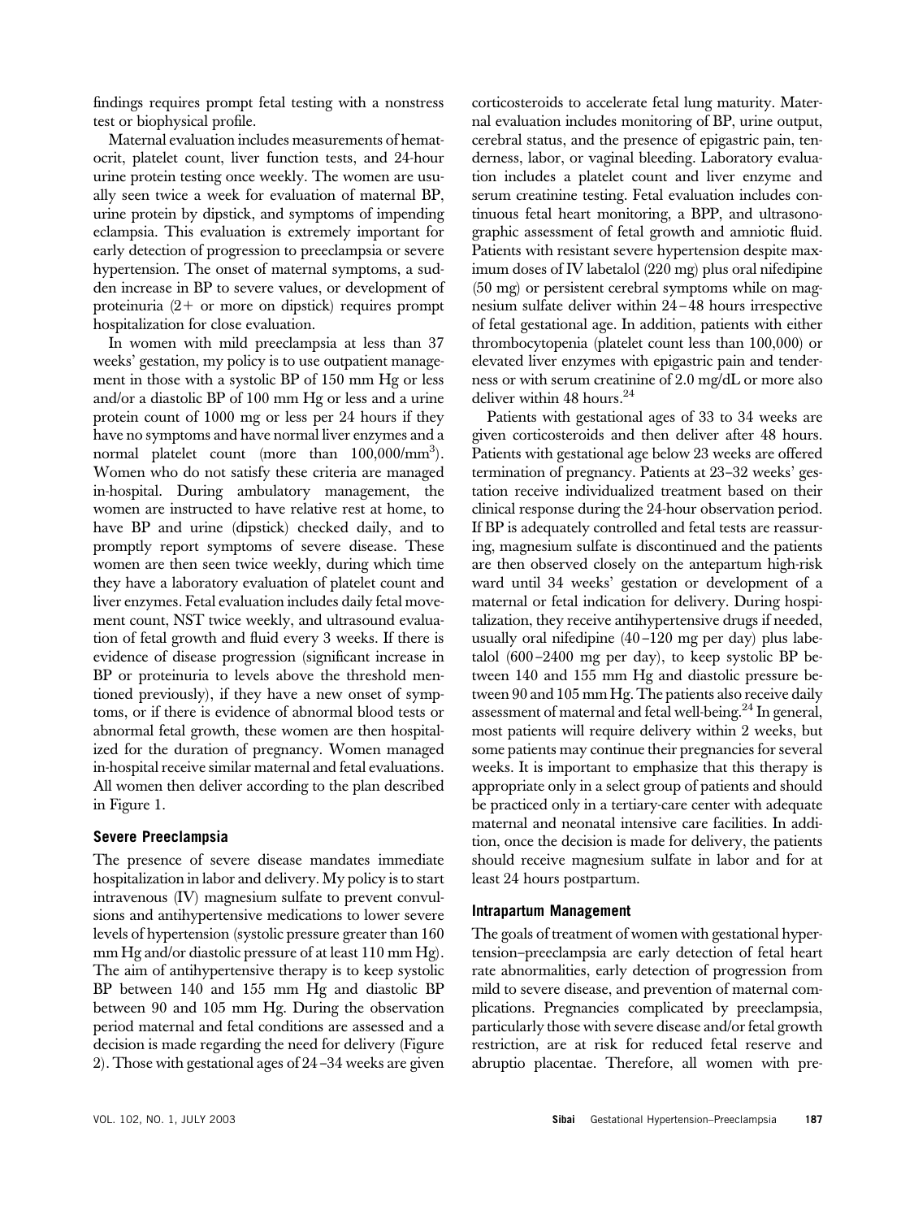findings requires prompt fetal testing with a nonstress test or biophysical profile.

Maternal evaluation includes measurements of hematocrit, platelet count, liver function tests, and 24-hour urine protein testing once weekly. The women are usually seen twice a week for evaluation of maternal BP, urine protein by dipstick, and symptoms of impending eclampsia. This evaluation is extremely important for early detection of progression to preeclampsia or severe hypertension. The onset of maternal symptoms, a sudden increase in BP to severe values, or development of proteinuria (2+ or more on dipstick) requires prompt hospitalization for close evaluation.

In women with mild preeclampsia at less than 37 weeks' gestation, my policy is to use outpatient management in those with a systolic BP of 150 mm Hg or less and/or a diastolic BP of 100 mm Hg or less and a urine protein count of 1000 mg or less per 24 hours if they have no symptoms and have normal liver enzymes and a normal platelet count (more than $100{,}000/mm^3$). Women who do not satisfy these criteria are managed in-hospital. During ambulatory management, the women are instructed to have relative rest at home, to have BP and urine (dipstick) checked daily, and to promptly report symptoms of severe disease. These women are then seen twice weekly, during which time they have a laboratory evaluation of platelet count and liver enzymes. Fetal evaluation includes daily fetal movement count, NST twice weekly, and ultrasound evaluation of fetal growth and fluid every 3 weeks. If there is evidence of disease progression (significant increase in BP or proteinuria to levels above the threshold mentioned previously), if they have a new onset of symptoms, or if there is evidence of abnormal blood tests or abnormal fetal growth, these women are then hospitalized for the duration of pregnancy. Women managed in-hospital receive similar maternal and fetal evaluations. All women then deliver according to the plan described in Figure 1.

### Severe Preeclampsia

The presence of severe disease mandates immediate hospitalization in labor and delivery. My policy is to start intravenous (IV) magnesium sulfate to prevent convulsions and antihypertensive medications to lower severe levels of hypertension (systolic pressure greater than 160 mm Hg and/or diastolic pressure of at least 110 mm Hg). The aim of antihypertensive therapy is to keep systolic BP between 140 and 155 mm Hg and diastolic BP between 90 and 105 mm Hg. During the observation period maternal and fetal conditions are assessed and a decision is made regarding the need for delivery (Figure 2). Those with gestational ages of 24–34 weeks are given corticosteroids to accelerate fetal lung maturity. Maternal evaluation includes monitoring of BP, urine output, cerebral status, and the presence of epigastric pain, tenderness, labor, or vaginal bleeding. Laboratory evaluation includes a platelet count and liver enzyme and serum creatinine testing. Fetal evaluation includes continuous fetal heart monitoring, a BPP, and ultrasonographic assessment of fetal growth and amniotic fluid. Patients with resistant severe hypertension despite maximum doses of IV labetalol (220 mg) plus oral nifedipine (50 mg) or persistent cerebral symptoms while on magnesium sulfate deliver within 24–48 hours irrespective of fetal gestational age. In addition, patients with either thrombocytopenia (platelet count less than 100,000) or elevated liver enzymes with epigastric pain and tenderness or with serum creatinine of 2.0 mg/dL or more also deliver within 48 hours.[24]

Patients with gestational ages of 33 to 34 weeks are given corticosteroids and then deliver after 48 hours. Patients with gestational age below 23 weeks are offered termination of pregnancy. Patients at 23–32 weeks' gestation receive individualized treatment based on their clinical response during the 24-hour observation period. If BP is adequately controlled and fetal tests are reassuring, magnesium sulfate is discontinued and the patients are then observed closely on the antepartum high-risk ward until 34 weeks' gestation or development of a maternal or fetal indication for delivery. During hospitalization, they receive antihypertensive drugs if needed, usually oral nifedipine (40–120 mg per day) plus labetalol (600–2400 mg per day), to keep systolic BP between 140 and 155 mm Hg and diastolic pressure between 90 and 105 mm Hg. The patients also receive daily assessment of maternal and fetal well-being.[24] In general, most patients will require delivery within 2 weeks, but some patients may continue their pregnancies for several weeks. It is important to emphasize that this therapy is appropriate only in a select group of patients and should be practiced only in a tertiary-care center with adequate maternal and neonatal intensive care facilities. In addition, once the decision is made for delivery, the patients should receive magnesium sulfate in labor and for at least 24 hours postpartum.

### Intrapartum Management

The goals of treatment of women with gestational hypertension–preeclampsia are early detection of fetal heart rate abnormalities, early detection of progression from mild to severe disease, and prevention of maternal complications. Pregnancies complicated by preeclampsia, particularly those with severe disease and/or fetal growth restriction, are at risk for reduced fetal reserve and abruptio placentae. Therefore, all women with pre-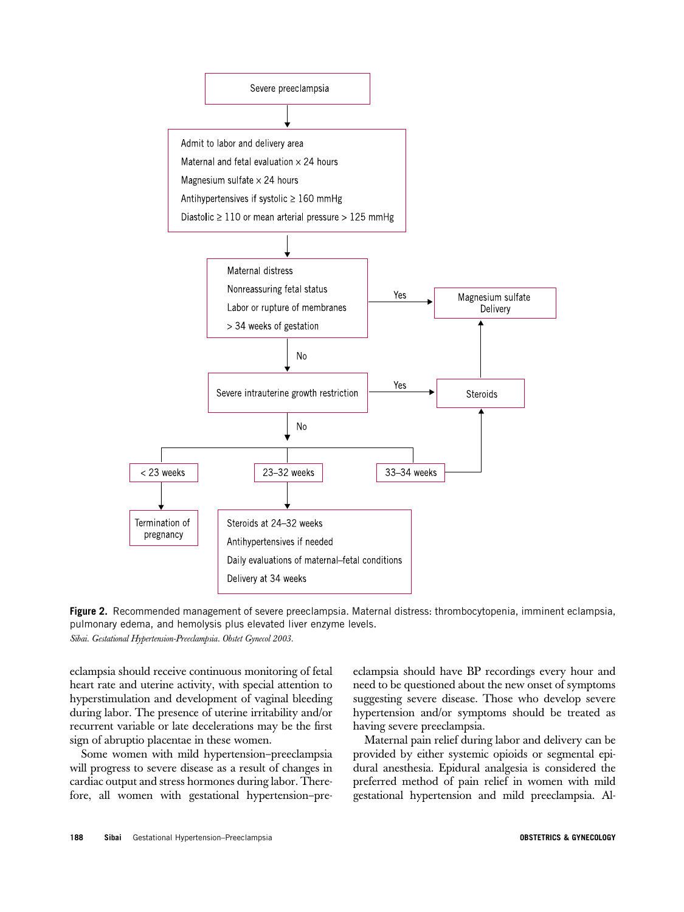Severe preeclampsia

↓

Admit to labor and delivery area
Maternal and fetal evaluation × 24 hours
Magnesium sulfate × 24 hours
Antihypertensives if systolic ≥ 160 mmHg
Diastolic ≥ 110 or mean arterial pressure > 125 mmHg

↓

Maternal distress
Nonreassuring fetal status
Labor or rupture of membranes
> 34 weeks of gestation

- Yes → Magnesium sulfate, Delivery
- No ↓

Severe intrauterine growth restriction

- Yes → Steroids → Magnesium sulfate, Delivery
- No ↓
  - < 23 weeks → Termination of pregnancy
  - 23–32 weeks → Steroids at 24–32 weeks; Antihypertensives if needed; Daily evaluations of maternal–fetal conditions; Delivery at 34 weeks
  - 33–34 weeks → Steroids → Magnesium sulfate, Delivery

**Figure 2.** Recommended management of severe preeclampsia. Maternal distress: thrombocytopenia, imminent eclampsia, pulmonary edema, and hemolysis plus elevated liver enzyme levels.
*Sibai. Gestational Hypertension-Preeclampsia. Obstet Gynecol 2003.*

eclampsia should receive continuous monitoring of fetal heart rate and uterine activity, with special attention to hyperstimulation and development of vaginal bleeding during labor. The presence of uterine irritability and/or recurrent variable or late decelerations may be the first sign of abruptio placentae in these women.

Some women with mild hypertension–preeclampsia will progress to severe disease as a result of changes in cardiac output and stress hormones during labor. Therefore, all women with gestational hypertension–preeclampsia should have BP recordings every hour and need to be questioned about the new onset of symptoms suggesting severe disease. Those who develop severe hypertension and/or symptoms should be treated as having severe preeclampsia.

Maternal pain relief during labor and delivery can be provided by either systemic opioids or segmental epidural anesthesia. Epidural analgesia is considered the preferred method of pain relief in women with mild gestational hypertension and mild preeclampsia. Al-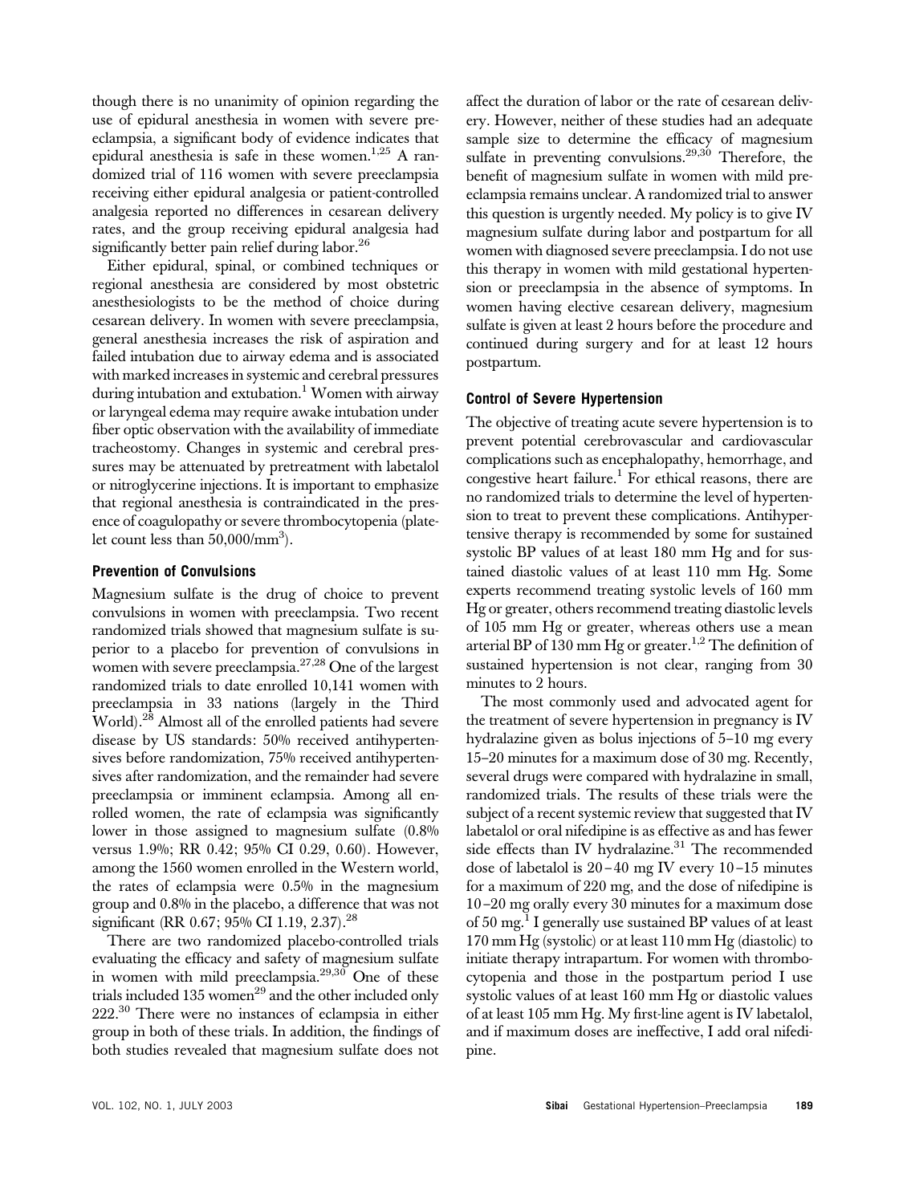though there is no unanimity of opinion regarding the use of epidural anesthesia in women with severe preeclampsia, a significant body of evidence indicates that epidural anesthesia is safe in these women.[1,25] A randomized trial of 116 women with severe preeclampsia receiving either epidural analgesia or patient-controlled analgesia reported no differences in cesarean delivery rates, and the group receiving epidural analgesia had significantly better pain relief during labor.[26]

Either epidural, spinal, or combined techniques or regional anesthesia are considered by most obstetric anesthesiologists to be the method of choice during cesarean delivery. In women with severe preeclampsia, general anesthesia increases the risk of aspiration and failed intubation due to airway edema and is associated with marked increases in systemic and cerebral pressures during intubation and extubation.[1] Women with airway or laryngeal edema may require awake intubation under fiber optic observation with the availability of immediate tracheostomy. Changes in systemic and cerebral pressures may be attenuated by pretreatment with labetalol or nitroglycerine injections. It is important to emphasize that regional anesthesia is contraindicated in the presence of coagulopathy or severe thrombocytopenia (platelet count less than $50{,}000/mm^3$).

### Prevention of Convulsions

Magnesium sulfate is the drug of choice to prevent convulsions in women with preeclampsia. Two recent randomized trials showed that magnesium sulfate is superior to a placebo for prevention of convulsions in women with severe preeclampsia.[27,28] One of the largest randomized trials to date enrolled 10,141 women with preeclampsia in 33 nations (largely in the Third World).[28] Almost all of the enrolled patients had severe disease by US standards: 50% received antihypertensives before randomization, 75% received antihypertensives after randomization, and the remainder had severe preeclampsia or imminent eclampsia. Among all enrolled women, the rate of eclampsia was significantly lower in those assigned to magnesium sulfate (0.8% versus 1.9%; RR 0.42; 95% CI 0.29, 0.60). However, among the 1560 women enrolled in the Western world, the rates of eclampsia were 0.5% in the magnesium group and 0.8% in the placebo, a difference that was not significant (RR 0.67; 95% CI 1.19, 2.37).[28]

There are two randomized placebo-controlled trials evaluating the efficacy and safety of magnesium sulfate in women with mild preeclampsia.[29,30] One of these trials included 135 women[29] and the other included only 222.[30] There were no instances of eclampsia in either group in both of these trials. In addition, the findings of both studies revealed that magnesium sulfate does not affect the duration of labor or the rate of cesarean delivery. However, neither of these studies had an adequate sample size to determine the efficacy of magnesium sulfate in preventing convulsions.[29,30] Therefore, the benefit of magnesium sulfate in women with mild preeclampsia remains unclear. A randomized trial to answer this question is urgently needed. My policy is to give IV magnesium sulfate during labor and postpartum for all women with diagnosed severe preeclampsia. I do not use this therapy in women with mild gestational hypertension or preeclampsia in the absence of symptoms. In women having elective cesarean delivery, magnesium sulfate is given at least 2 hours before the procedure and continued during surgery and for at least 12 hours postpartum.

### Control of Severe Hypertension

The objective of treating acute severe hypertension is to prevent potential cerebrovascular and cardiovascular complications such as encephalopathy, hemorrhage, and congestive heart failure.[1] For ethical reasons, there are no randomized trials to determine the level of hypertension to treat to prevent these complications. Antihypertensive therapy is recommended by some for sustained systolic BP values of at least 180 mm Hg and for sustained diastolic values of at least 110 mm Hg. Some experts recommend treating systolic levels of 160 mm Hg or greater, others recommend treating diastolic levels of 105 mm Hg or greater, whereas others use a mean arterial BP of 130 mm Hg or greater.[1,2] The definition of sustained hypertension is not clear, ranging from 30 minutes to 2 hours.

The most commonly used and advocated agent for the treatment of severe hypertension in pregnancy is IV hydralazine given as bolus injections of 5–10 mg every 15–20 minutes for a maximum dose of 30 mg. Recently, several drugs were compared with hydralazine in small, randomized trials. The results of these trials were the subject of a recent systemic review that suggested that IV labetalol or oral nifedipine is as effective as and has fewer side effects than IV hydralazine.[31] The recommended dose of labetalol is 20–40 mg IV every 10–15 minutes for a maximum of 220 mg, and the dose of nifedipine is 10–20 mg orally every 30 minutes for a maximum dose of 50 mg.[1] I generally use sustained BP values of at least 170 mm Hg (systolic) or at least 110 mm Hg (diastolic) to initiate therapy intrapartum. For women with thrombocytopenia and those in the postpartum period I use systolic values of at least 160 mm Hg or diastolic values of at least 105 mm Hg. My first-line agent is IV labetalol, and if maximum doses are ineffective, I add oral nifedipine.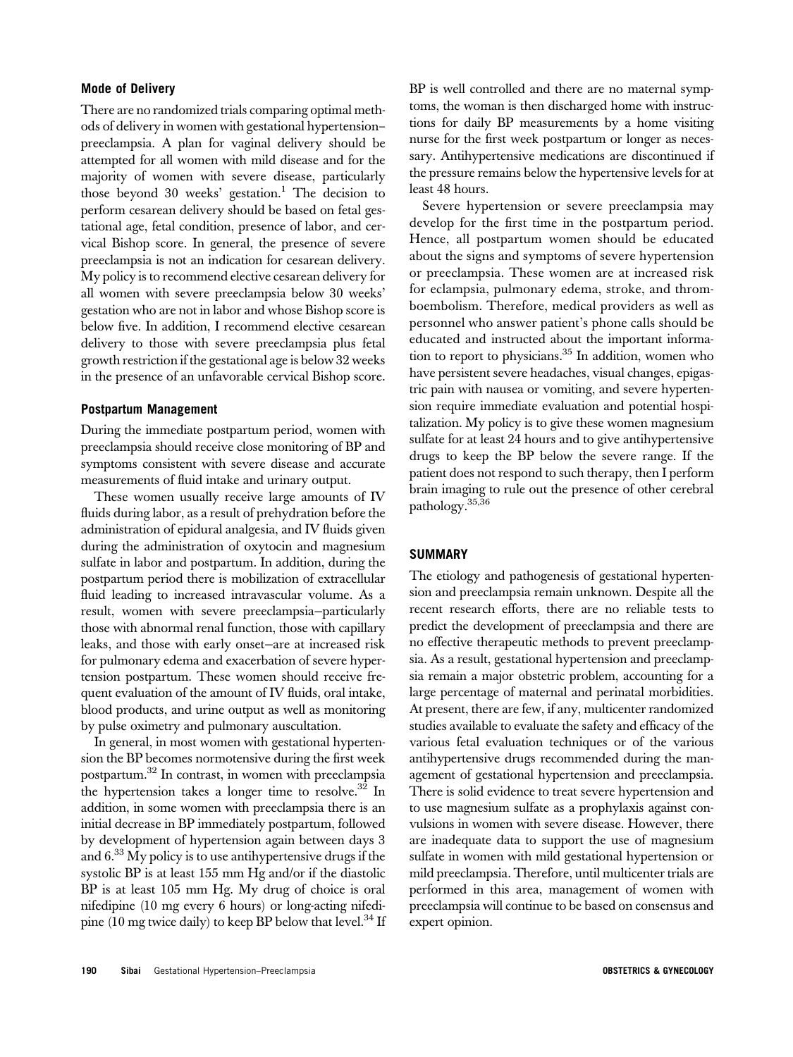### Mode of Delivery

There are no randomized trials comparing optimal methods of delivery in women with gestational hypertension–preeclampsia. A plan for vaginal delivery should be attempted for all women with mild disease and for the majority of women with severe disease, particularly those beyond 30 weeks' gestation.[1] The decision to perform cesarean delivery should be based on fetal gestational age, fetal condition, presence of labor, and cervical Bishop score. In general, the presence of severe preeclampsia is not an indication for cesarean delivery. My policy is to recommend elective cesarean delivery for all women with severe preeclampsia below 30 weeks' gestation who are not in labor and whose Bishop score is below five. In addition, I recommend elective cesarean delivery to those with severe preeclampsia plus fetal growth restriction if the gestational age is below 32 weeks in the presence of an unfavorable cervical Bishop score.

### Postpartum Management

During the immediate postpartum period, women with preeclampsia should receive close monitoring of BP and symptoms consistent with severe disease and accurate measurements of fluid intake and urinary output.

These women usually receive large amounts of IV fluids during labor, as a result of prehydration before the administration of epidural analgesia, and IV fluids given during the administration of oxytocin and magnesium sulfate in labor and postpartum. In addition, during the postpartum period there is mobilization of extracellular fluid leading to increased intravascular volume. As a result, women with severe preeclampsia–particularly those with abnormal renal function, those with capillary leaks, and those with early onset–are at increased risk for pulmonary edema and exacerbation of severe hypertension postpartum. These women should receive frequent evaluation of the amount of IV fluids, oral intake, blood products, and urine output as well as monitoring by pulse oximetry and pulmonary auscultation.

In general, in most women with gestational hypertension the BP becomes normotensive during the first week postpartum.[32] In contrast, in women with preeclampsia the hypertension takes a longer time to resolve.[32] In addition, in some women with preeclampsia there is an initial decrease in BP immediately postpartum, followed by development of hypertension again between days 3 and 6.[33] My policy is to use antihypertensive drugs if the systolic BP is at least 155 mm Hg and/or if the diastolic BP is at least 105 mm Hg. My drug of choice is oral nifedipine (10 mg every 6 hours) or long-acting nifedipine (10 mg twice daily) to keep BP below that level.[34] If BP is well controlled and there are no maternal symptoms, the woman is then discharged home with instructions for daily BP measurements by a home visiting nurse for the first week postpartum or longer as necessary. Antihypertensive medications are discontinued if the pressure remains below the hypertensive levels for at least 48 hours.

Severe hypertension or severe preeclampsia may develop for the first time in the postpartum period. Hence, all postpartum women should be educated about the signs and symptoms of severe hypertension or preeclampsia. These women are at increased risk for eclampsia, pulmonary edema, stroke, and thromboembolism. Therefore, medical providers as well as personnel who answer patient's phone calls should be educated and instructed about the important information to report to physicians.[35] In addition, women who have persistent severe headaches, visual changes, epigastric pain with nausea or vomiting, and severe hypertension require immediate evaluation and potential hospitalization. My policy is to give these women magnesium sulfate for at least 24 hours and to give antihypertensive drugs to keep the BP below the severe range. If the patient does not respond to such therapy, then I perform brain imaging to rule out the presence of other cerebral pathology.[35,36]

## SUMMARY

The etiology and pathogenesis of gestational hypertension and preeclampsia remain unknown. Despite all the recent research efforts, there are no reliable tests to predict the development of preeclampsia and there are no effective therapeutic methods to prevent preeclampsia. As a result, gestational hypertension and preeclampsia remain a major obstetric problem, accounting for a large percentage of maternal and perinatal morbidities. At present, there are few, if any, multicenter randomized studies available to evaluate the safety and efficacy of the various fetal evaluation techniques or of the various antihypertensive drugs recommended during the management of gestational hypertension and preeclampsia. There is solid evidence to treat severe hypertension and to use magnesium sulfate as a prophylaxis against convulsions in women with severe disease. However, there are inadequate data to support the use of magnesium sulfate in women with mild gestational hypertension or mild preeclampsia. Therefore, until multicenter trials are performed in this area, management of women with preeclampsia will continue to be based on consensus and expert opinion.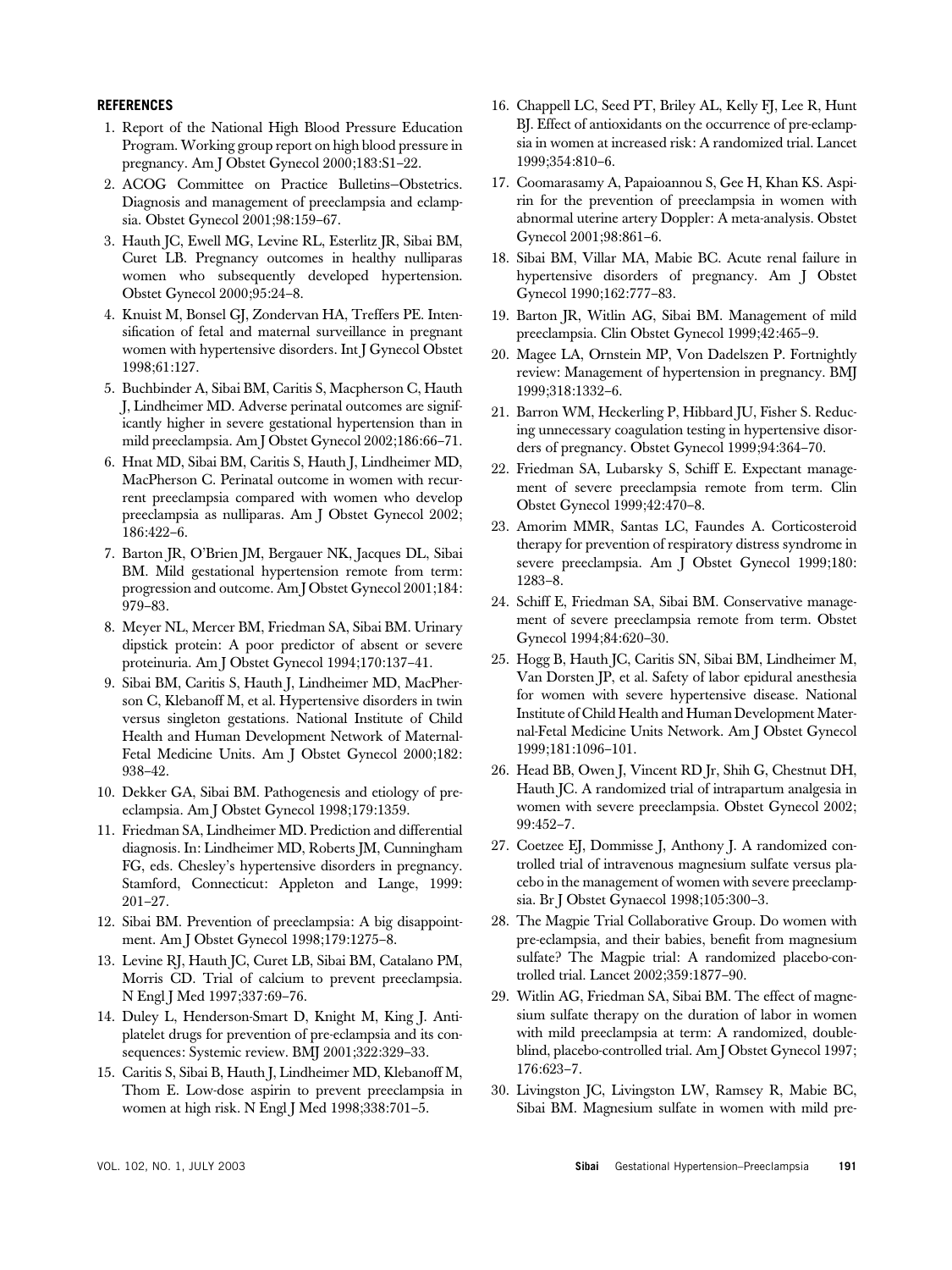## REFERENCES

1. Report of the National High Blood Pressure Education Program. Working group report on high blood pressure in pregnancy. Am J Obstet Gynecol 2000;183:S1–22.
2. ACOG Committee on Practice Bulletins–Obstetrics. Diagnosis and management of preeclampsia and eclampsia. Obstet Gynecol 2001;98:159–67.
3. Hauth JC, Ewell MG, Levine RL, Esterlitz JR, Sibai BM, Curet LB. Pregnancy outcomes in healthy nulliparas women who subsequently developed hypertension. Obstet Gynecol 2000;95:24–8.
4. Knuist M, Bonsel GJ, Zondervan HA, Treffers PE. Intensification of fetal and maternal surveillance in pregnant women with hypertensive disorders. Int J Gynecol Obstet 1998;61:127.
5. Buchbinder A, Sibai BM, Caritis S, Macpherson C, Hauth J, Lindheimer MD. Adverse perinatal outcomes are significantly higher in severe gestational hypertension than in mild preeclampsia. Am J Obstet Gynecol 2002;186:66–71.
6. Hnat MD, Sibai BM, Caritis S, Hauth J, Lindheimer MD, MacPherson C. Perinatal outcome in women with recurrent preeclampsia compared with women who develop preeclampsia as nulliparas. Am J Obstet Gynecol 2002; 186:422–6.
7. Barton JR, O'Brien JM, Bergauer NK, Jacques DL, Sibai BM. Mild gestational hypertension remote from term: progression and outcome. Am J Obstet Gynecol 2001;184: 979–83.
8. Meyer NL, Mercer BM, Friedman SA, Sibai BM. Urinary dipstick protein: A poor predictor of absent or severe proteinuria. Am J Obstet Gynecol 1994;170:137–41.
9. Sibai BM, Caritis S, Hauth J, Lindheimer MD, MacPherson C, Klebanoff M, et al. Hypertensive disorders in twin versus singleton gestations. National Institute of Child Health and Human Development Network of Maternal-Fetal Medicine Units. Am J Obstet Gynecol 2000;182: 938–42.
10. Dekker GA, Sibai BM. Pathogenesis and etiology of preeclampsia. Am J Obstet Gynecol 1998;179:1359.
11. Friedman SA, Lindheimer MD. Prediction and differential diagnosis. In: Lindheimer MD, Roberts JM, Cunningham FG, eds. Chesley's hypertensive disorders in pregnancy. Stamford, Connecticut: Appleton and Lange, 1999: 201–27.
12. Sibai BM. Prevention of preeclampsia: A big disappointment. Am J Obstet Gynecol 1998;179:1275–8.
13. Levine RJ, Hauth JC, Curet LB, Sibai BM, Catalano PM, Morris CD. Trial of calcium to prevent preeclampsia. N Engl J Med 1997;337:69–76.
14. Duley L, Henderson-Smart D, Knight M, King J. Antiplatelet drugs for prevention of pre-eclampsia and its consequences: Systemic review. BMJ 2001;322:329–33.
15. Caritis S, Sibai B, Hauth J, Lindheimer MD, Klebanoff M, Thom E. Low-dose aspirin to prevent preeclampsia in women at high risk. N Engl J Med 1998;338:701–5.
16. Chappell LC, Seed PT, Briley AL, Kelly FJ, Lee R, Hunt BJ. Effect of antioxidants on the occurrence of pre-eclampsia in women at increased risk: A randomized trial. Lancet 1999;354:810–6.
17. Coomarasamy A, Papaioannou S, Gee H, Khan KS. Aspirin for the prevention of preeclampsia in women with abnormal uterine artery Doppler: A meta-analysis. Obstet Gynecol 2001;98:861–6.
18. Sibai BM, Villar MA, Mabie BC. Acute renal failure in hypertensive disorders of pregnancy. Am J Obstet Gynecol 1990;162:777–83.
19. Barton JR, Witlin AG, Sibai BM. Management of mild preeclampsia. Clin Obstet Gynecol 1999;42:465–9.
20. Magee LA, Ornstein MP, Von Dadelszen P. Fortnightly review: Management of hypertension in pregnancy. BMJ 1999;318:1332–6.
21. Barron WM, Heckerling P, Hibbard JU, Fisher S. Reducing unnecessary coagulation testing in hypertensive disorders of pregnancy. Obstet Gynecol 1999;94:364–70.
22. Friedman SA, Lubarsky S, Schiff E. Expectant management of severe preeclampsia remote from term. Clin Obstet Gynecol 1999;42:470–8.
23. Amorim MMR, Santas LC, Faundes A. Corticosteroid therapy for prevention of respiratory distress syndrome in severe preeclampsia. Am J Obstet Gynecol 1999;180: 1283–8.
24. Schiff E, Friedman SA, Sibai BM. Conservative management of severe preeclampsia remote from term. Obstet Gynecol 1994;84:620–30.
25. Hogg B, Hauth JC, Caritis SN, Sibai BM, Lindheimer M, Van Dorsten JP, et al. Safety of labor epidural anesthesia for women with severe hypertensive disease. National Institute of Child Health and Human Development Maternal-Fetal Medicine Units Network. Am J Obstet Gynecol 1999;181:1096–101.
26. Head BB, Owen J, Vincent RD Jr, Shih G, Chestnut DH, Hauth JC. A randomized trial of intrapartum analgesia in women with severe preeclampsia. Obstet Gynecol 2002; 99:452–7.
27. Coetzee EJ, Dommisse J, Anthony J. A randomized controlled trial of intravenous magnesium sulfate versus placebo in the management of women with severe preeclampsia. Br J Obstet Gynaecol 1998;105:300–3.
28. The Magpie Trial Collaborative Group. Do women with pre-eclampsia, and their babies, benefit from magnesium sulfate? The Magpie trial: A randomized placebo-controlled trial. Lancet 2002;359:1877–90.
29. Witlin AG, Friedman SA, Sibai BM. The effect of magnesium sulfate therapy on the duration of labor in women with mild preeclampsia at term: A randomized, double-blind, placebo-controlled trial. Am J Obstet Gynecol 1997; 176:623–7.
30. Livingston JC, Livingston LW, Ramsey R, Mabie BC, Sibai BM. Magnesium sulfate in women with mild pre-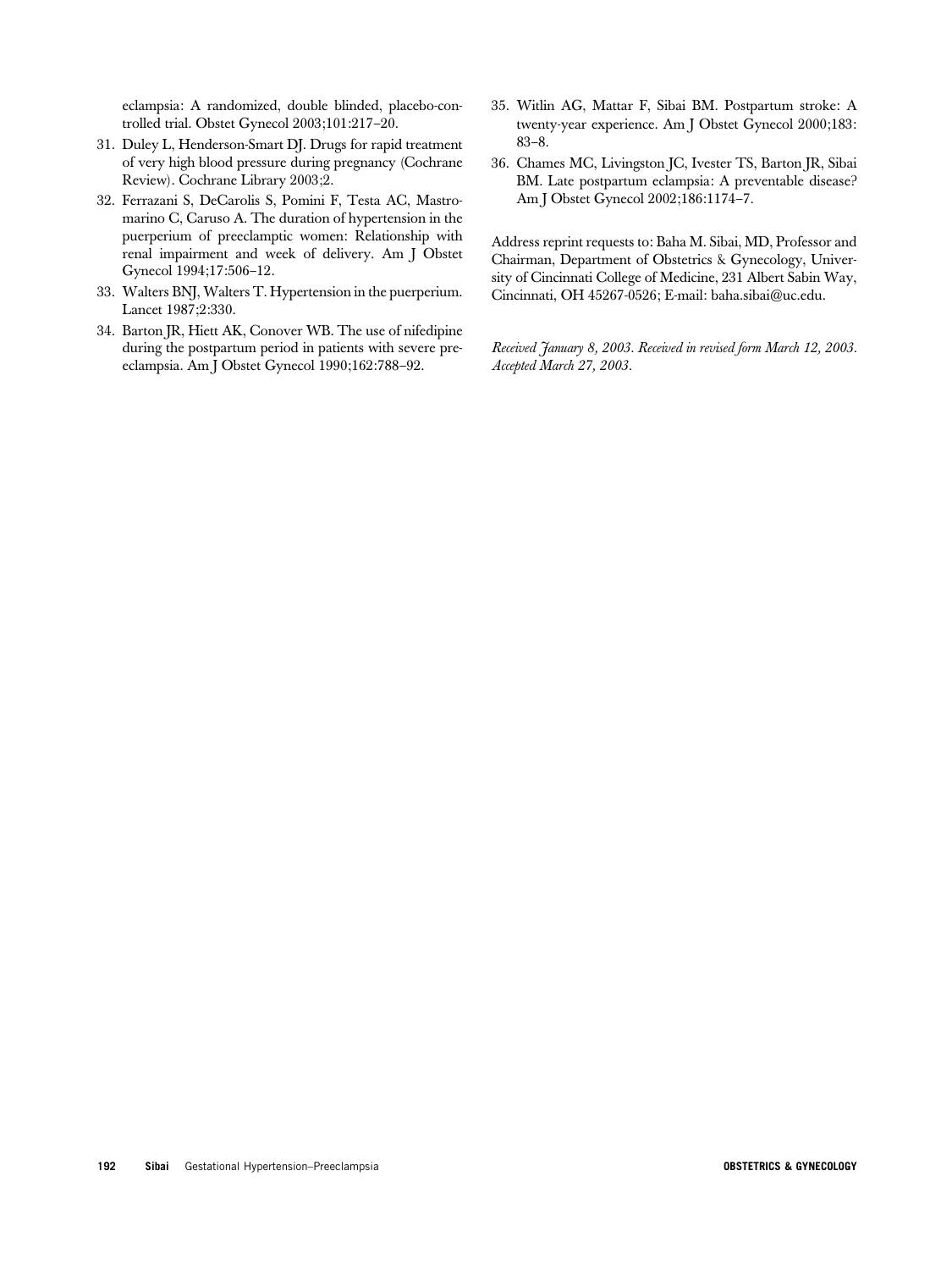eclampsia: A randomized, double blinded, placebo-controlled trial. Obstet Gynecol 2003;101:217–20.

31. Duley L, Henderson-Smart DJ. Drugs for rapid treatment of very high blood pressure during pregnancy (Cochrane Review). Cochrane Library 2003;2.
32. Ferrazani S, DeCarolis S, Pomini F, Testa AC, Mastromarino C, Caruso A. The duration of hypertension in the puerperium of preeclamptic women: Relationship with renal impairment and week of delivery. Am J Obstet Gynecol 1994;17:506–12.
33. Walters BNJ, Walters T. Hypertension in the puerperium. Lancet 1987;2:330.
34. Barton JR, Hiett AK, Conover WB. The use of nifedipine during the postpartum period in patients with severe preeclampsia. Am J Obstet Gynecol 1990;162:788–92.
35. Witlin AG, Mattar F, Sibai BM. Postpartum stroke: A twenty-year experience. Am J Obstet Gynecol 2000;183: 83–8.
36. Chames MC, Livingston JC, Ivester TS, Barton JR, Sibai BM. Late postpartum eclampsia: A preventable disease? Am J Obstet Gynecol 2002;186:1174–7.

Address reprint requests to: Baha M. Sibai, MD, Professor and Chairman, Department of Obstetrics & Gynecology, University of Cincinnati College of Medicine, 231 Albert Sabin Way, Cincinnati, OH 45267-0526; E-mail: baha.sibai@uc.edu.

*Received January 8, 2003. Received in revised form March 12, 2003. Accepted March 27, 2003.*